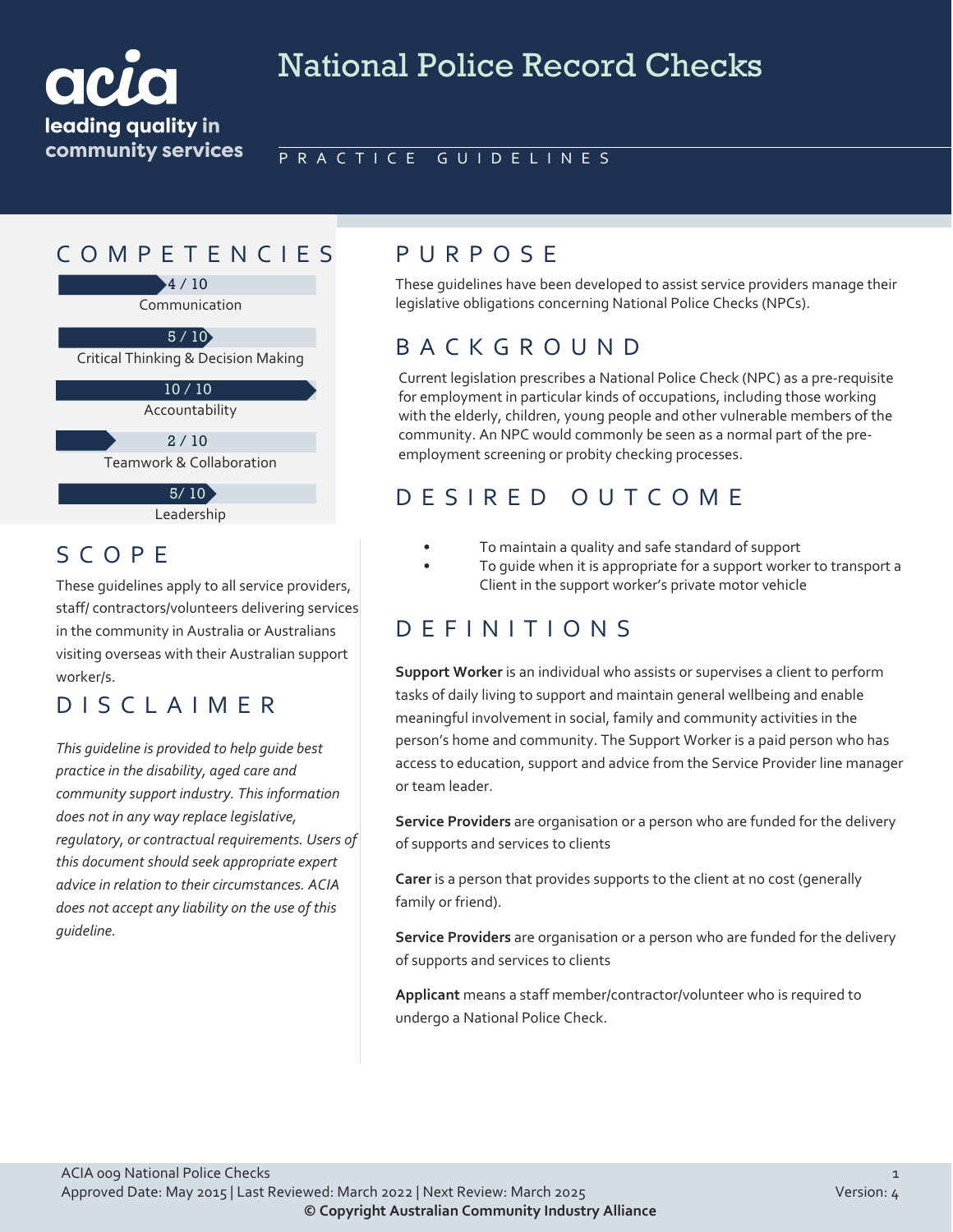acia
leading quality in community services

# National Police Record Checks

PRACTICE GUIDELINES

## COMPETENCIES

4 / 10
Communication

5 / 10
Critical Thinking & Decision Making

10 / 10
Accountability

2 / 10
Teamwork & Collaboration

5/ 10
Leadership

## SCOPE

These guidelines apply to all service providers, staff/ contractors/volunteers delivering services in the community in Australia or Australians visiting overseas with their Australian support worker/s.

## DISCLAIMER

*This guideline is provided to help guide best practice in the disability, aged care and community support industry. This information does not in any way replace legislative, regulatory, or contractual requirements. Users of this document should seek appropriate expert advice in relation to their circumstances. ACIA does not accept any liability on the use of this guideline.*

## PURPOSE

These guidelines have been developed to assist service providers manage their legislative obligations concerning National Police Checks (NPCs).

## BACKGROUND

Current legislation prescribes a National Police Check (NPC) as a pre-requisite for employment in particular kinds of occupations, including those working with the elderly, children, young people and other vulnerable members of the community. An NPC would commonly be seen as a normal part of the pre-employment screening or probity checking processes.

## DESIRED OUTCOME

- To maintain a quality and safe standard of support
- To guide when it is appropriate for a support worker to transport a Client in the support worker's private motor vehicle

## DEFINITIONS

**Support Worker** is an individual who assists or supervises a client to perform tasks of daily living to support and maintain general wellbeing and enable meaningful involvement in social, family and community activities in the person's home and community. The Support Worker is a paid person who has access to education, support and advice from the Service Provider line manager or team leader.

**Service Providers** are organisation or a person who are funded for the delivery of supports and services to clients

**Carer** is a person that provides supports to the client at no cost (generally family or friend).

**Service Providers** are organisation or a person who are funded for the delivery of supports and services to clients

**Applicant** means a staff member/contractor/volunteer who is required to undergo a National Police Check.

ACIA 009 National Police Checks
Approved Date: May 2015 | Last Reviewed: March 2022 | Next Review: March 2025
Version: 4
**© Copyright Australian Community Industry Alliance**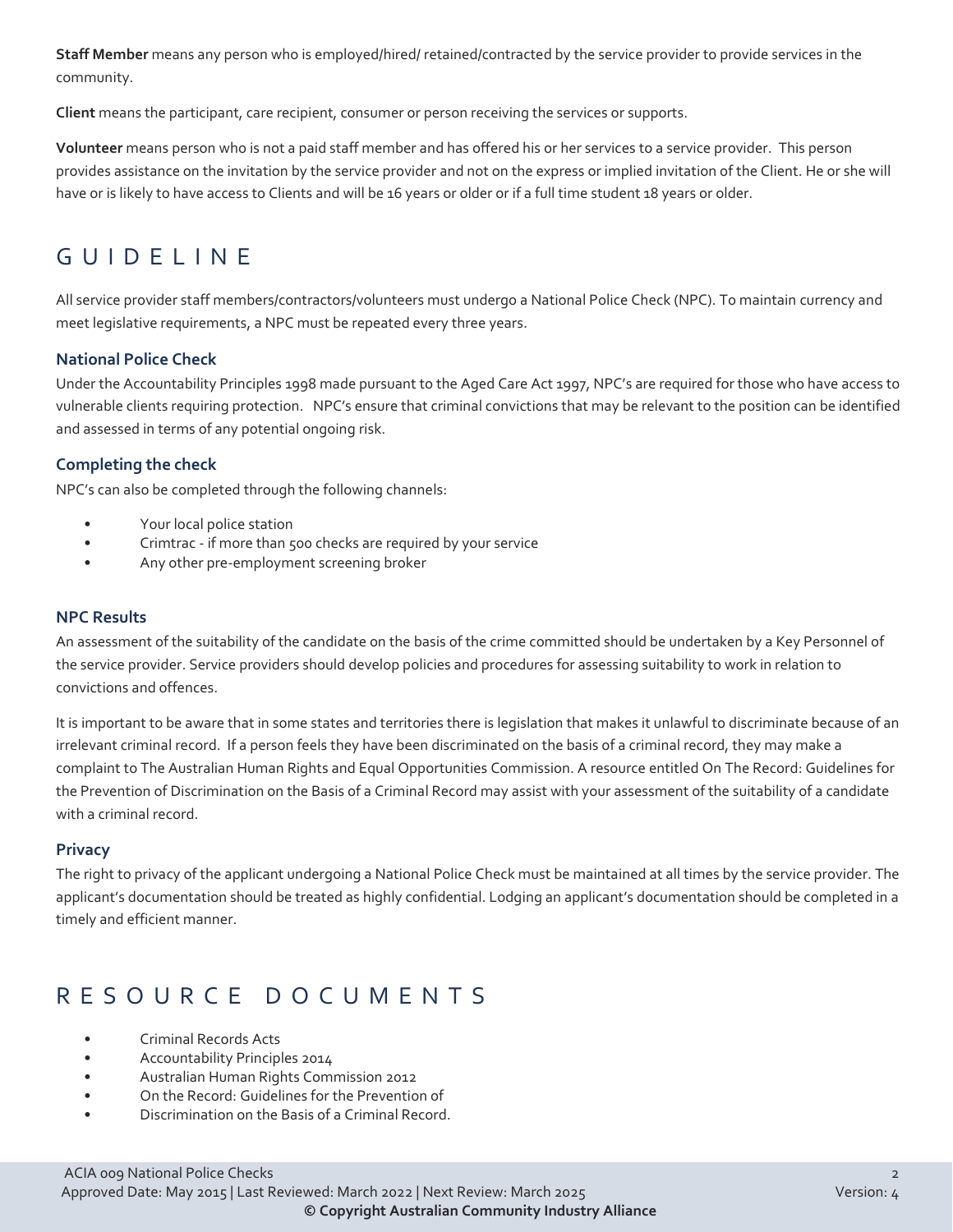**Staff Member** means any person who is employed/hired/ retained/contracted by the service provider to provide services in the community.

**Client** means the participant, care recipient, consumer or person receiving the services or supports.

**Volunteer** means person who is not a paid staff member and has offered his or her services to a service provider. This person provides assistance on the invitation by the service provider and not on the express or implied invitation of the Client. He or she will have or is likely to have access to Clients and will be 16 years or older or if a full time student 18 years or older.

# GUIDELINE

All service provider staff members/contractors/volunteers must undergo a National Police Check (NPC). To maintain currency and meet legislative requirements, a NPC must be repeated every three years.

### National Police Check

Under the Accountability Principles 1998 made pursuant to the Aged Care Act 1997, NPC's are required for those who have access to vulnerable clients requiring protection. NPC's ensure that criminal convictions that may be relevant to the position can be identified and assessed in terms of any potential ongoing risk.

### Completing the check

NPC's can also be completed through the following channels:

- Your local police station
- Crimtrac - if more than 500 checks are required by your service
- Any other pre-employment screening broker

### NPC Results

An assessment of the suitability of the candidate on the basis of the crime committed should be undertaken by a Key Personnel of the service provider. Service providers should develop policies and procedures for assessing suitability to work in relation to convictions and offences.

It is important to be aware that in some states and territories there is legislation that makes it unlawful to discriminate because of an irrelevant criminal record. If a person feels they have been discriminated on the basis of a criminal record, they may make a complaint to The Australian Human Rights and Equal Opportunities Commission. A resource entitled On The Record: Guidelines for the Prevention of Discrimination on the Basis of a Criminal Record may assist with your assessment of the suitability of a candidate with a criminal record.

### Privacy

The right to privacy of the applicant undergoing a National Police Check must be maintained at all times by the service provider. The applicant's documentation should be treated as highly confidential. Lodging an applicant's documentation should be completed in a timely and efficient manner.

# RESOURCE DOCUMENTS

- Criminal Records Acts
- Accountability Principles 2014
- Australian Human Rights Commission 2012
- On the Record: Guidelines for the Prevention of
- Discrimination on the Basis of a Criminal Record.